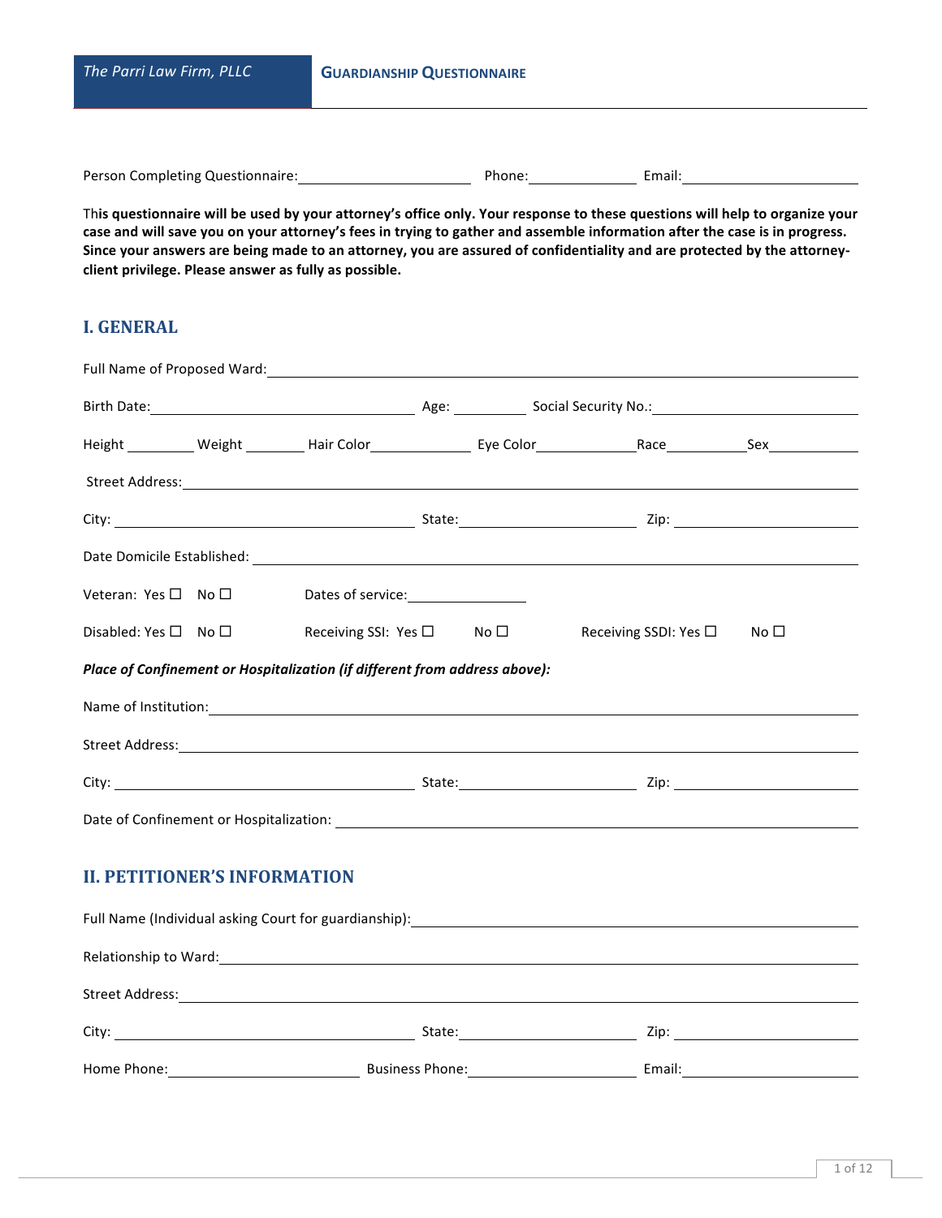The Parri Law Firm, PLLC

**GUARDIANSHIP QUESTIONNAIRE**

Person Completing Questionnaire: \_\_\_\_\_\_\_\_\_\_\_\_\_\_\_\_\_\_\_\_ Phone: \_\_\_\_\_\_\_\_\_\_\_\_ Email: \_\_\_\_\_\_\_\_\_\_\_\_\_\_\_\_\_\_\_\_

**This questionnaire will be used by your attorney's office only. Your response to these questions will help to organize your case and will save you on your attorney's fees in trying to gather and assemble information after the case is in progress. Since your answers are being made to an attorney, you are assured of confidentiality and are protected by the attorney-client privilege. Please answer as fully as possible.**

## I. GENERAL

Full Name of Proposed Ward: \_\_\_\_\_\_\_\_\_\_\_\_\_\_\_\_\_\_\_\_\_\_\_\_\_\_\_\_\_\_\_\_\_\_\_\_\_\_\_\_

Birth Date: \_\_\_\_\_\_\_\_\_\_\_\_\_\_\_\_\_\_\_\_ Age: \_\_\_\_\_\_ Social Security No.: \_\_\_\_\_\_\_\_\_\_\_\_\_\_\_\_\_\_\_\_

Height \_\_\_\_\_\_ Weight \_\_\_\_\_\_ Hair Color \_\_\_\_\_\_\_\_ Eye Color \_\_\_\_\_\_\_\_ Race \_\_\_\_\_\_\_\_ Sex \_\_\_\_\_\_\_\_

Street Address: \_\_\_\_\_\_\_\_\_\_\_\_\_\_\_\_\_\_\_\_\_\_\_\_\_\_\_\_\_\_\_\_\_\_\_\_\_\_\_\_

City: \_\_\_\_\_\_\_\_\_\_\_\_\_\_\_\_\_\_\_\_ State: \_\_\_\_\_\_\_\_\_\_\_\_\_\_\_\_ Zip: \_\_\_\_\_\_\_\_\_\_\_\_\_\_\_\_

Date Domicile Established: \_\_\_\_\_\_\_\_\_\_\_\_\_\_\_\_\_\_\_\_\_\_\_\_\_\_\_\_\_\_\_\_\_\_\_\_\_\_\_\_

Veteran: Yes ☐ No ☐ Dates of service: \_\_\_\_\_\_\_\_\_\_\_\_

Disabled: Yes ☐ No ☐ Receiving SSI: Yes ☐ No ☐ Receiving SSDI: Yes ☐ No ☐

***Place of Confinement or Hospitalization (if different from address above):***

Name of Institution: \_\_\_\_\_\_\_\_\_\_\_\_\_\_\_\_\_\_\_\_\_\_\_\_\_\_\_\_\_\_\_\_\_\_\_\_\_\_\_\_

Street Address: \_\_\_\_\_\_\_\_\_\_\_\_\_\_\_\_\_\_\_\_\_\_\_\_\_\_\_\_\_\_\_\_\_\_\_\_\_\_\_\_

City: \_\_\_\_\_\_\_\_\_\_\_\_\_\_\_\_\_\_\_\_ State: \_\_\_\_\_\_\_\_\_\_\_\_\_\_\_\_ Zip: \_\_\_\_\_\_\_\_\_\_\_\_\_\_\_\_

Date of Confinement or Hospitalization: \_\_\_\_\_\_\_\_\_\_\_\_\_\_\_\_\_\_\_\_\_\_\_\_\_\_\_\_\_\_\_\_\_\_\_\_\_\_\_\_

## II. PETITIONER'S INFORMATION

Full Name (Individual asking Court for guardianship): \_\_\_\_\_\_\_\_\_\_\_\_\_\_\_\_\_\_\_\_\_\_\_\_\_\_\_\_\_\_\_\_\_\_\_\_\_\_\_\_

Relationship to Ward: \_\_\_\_\_\_\_\_\_\_\_\_\_\_\_\_\_\_\_\_\_\_\_\_\_\_\_\_\_\_\_\_\_\_\_\_\_\_\_\_

Street Address: \_\_\_\_\_\_\_\_\_\_\_\_\_\_\_\_\_\_\_\_\_\_\_\_\_\_\_\_\_\_\_\_\_\_\_\_\_\_\_\_

City: \_\_\_\_\_\_\_\_\_\_\_\_\_\_\_\_\_\_\_\_ State: \_\_\_\_\_\_\_\_\_\_\_\_\_\_\_\_ Zip: \_\_\_\_\_\_\_\_\_\_\_\_\_\_\_\_

Home Phone: \_\_\_\_\_\_\_\_\_\_\_\_\_\_\_\_ Business Phone: \_\_\_\_\_\_\_\_\_\_\_\_\_\_\_\_ Email: \_\_\_\_\_\_\_\_\_\_\_\_\_\_\_\_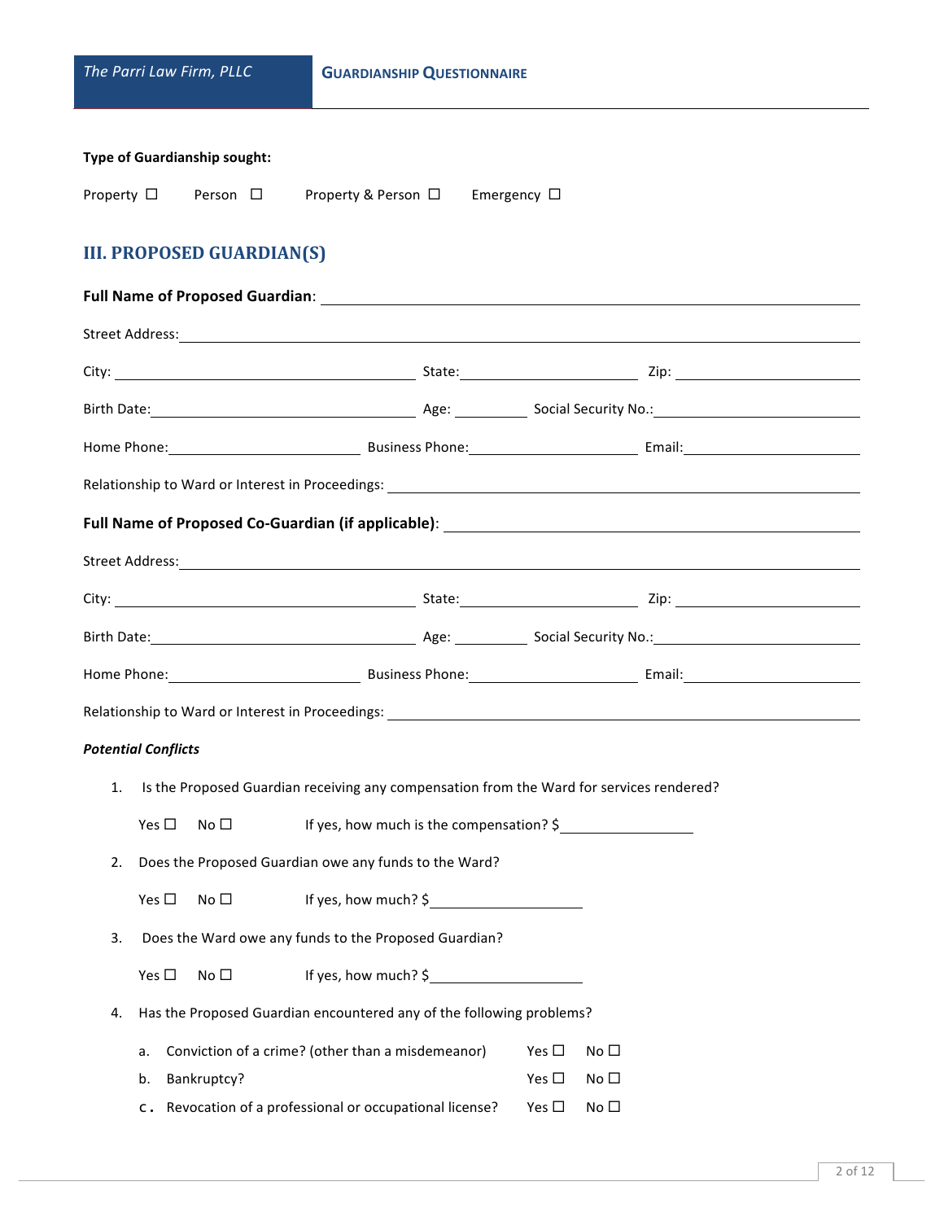**Type of Guardianship sought:**

Property ☐ Person ☐ Property & Person ☐ Emergency ☐

## III. PROPOSED GUARDIAN(S)

**Full Name of Proposed Guardian**: ______________________________

Street Address: ______________________________

City: ______________ State: ______________ Zip: ______________

Birth Date: ______________ Age: ________ Social Security No.: ______________

Home Phone: ______________ Business Phone: ______________ Email: ______________

Relationship to Ward or Interest in Proceedings: ______________________________

**Full Name of Proposed Co-Guardian (if applicable)**: ______________________________

Street Address: ______________________________

City: ______________ State: ______________ Zip: ______________

Birth Date: ______________ Age: ________ Social Security No.: ______________

Home Phone: ______________ Business Phone: ______________ Email: ______________

Relationship to Ward or Interest in Proceedings: ______________________________

***Potential Conflicts***

1. Is the Proposed Guardian receiving any compensation from the Ward for services rendered?

   Yes ☐ No ☐ If yes, how much is the compensation? $______________

2. Does the Proposed Guardian owe any funds to the Ward?

   Yes ☐ No ☐ If yes, how much? $______________

3. Does the Ward owe any funds to the Proposed Guardian?

   Yes ☐ No ☐ If yes, how much? $______________

4. Has the Proposed Guardian encountered any of the following problems?

   a. Conviction of a crime? (other than a misdemeanor) Yes ☐ No ☐
   b. Bankruptcy? Yes ☐ No ☐
   c. Revocation of a professional or occupational license? Yes ☐ No ☐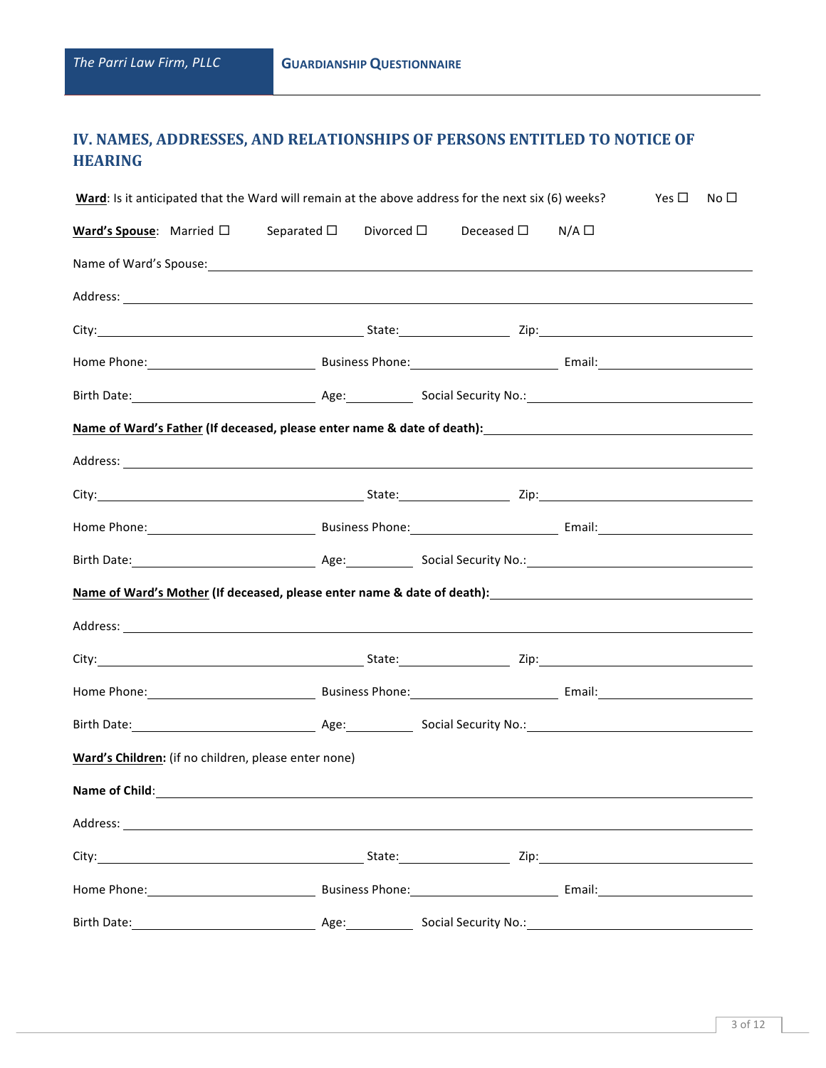## IV. NAMES, ADDRESSES, AND RELATIONSHIPS OF PERSONS ENTITLED TO NOTICE OF HEARING

**Ward**: Is it anticipated that the Ward will remain at the above address for the next six (6) weeks? Yes ☐ No ☐

**Ward's Spouse**: Married ☐ Separated ☐ Divorced ☐ Deceased ☐ N/A ☐

Name of Ward's Spouse: \_\_\_\_\_\_\_\_\_\_\_\_\_\_\_\_\_\_\_\_\_\_\_\_\_\_\_\_\_\_\_\_\_\_\_\_

Address: \_\_\_\_\_\_\_\_\_\_\_\_\_\_\_\_\_\_\_\_\_\_\_\_\_\_\_\_\_\_\_\_\_\_\_\_

City: \_\_\_\_\_\_\_\_\_\_\_\_\_\_\_\_\_\_ State: \_\_\_\_\_\_\_\_ Zip: \_\_\_\_\_\_\_\_\_\_\_\_\_\_

Home Phone: \_\_\_\_\_\_\_\_\_\_\_\_ Business Phone: \_\_\_\_\_\_\_\_\_\_\_\_ Email: \_\_\_\_\_\_\_\_\_\_\_\_

Birth Date: \_\_\_\_\_\_\_\_\_\_\_\_ Age: \_\_\_\_\_\_ Social Security No.: \_\_\_\_\_\_\_\_\_\_\_\_

**Name of Ward's Father (If deceased, please enter name & date of death):** \_\_\_\_\_\_\_\_\_\_\_\_\_\_\_\_\_\_

Address: \_\_\_\_\_\_\_\_\_\_\_\_\_\_\_\_\_\_\_\_\_\_\_\_\_\_\_\_\_\_\_\_\_\_\_\_

City: \_\_\_\_\_\_\_\_\_\_\_\_\_\_\_\_\_\_ State: \_\_\_\_\_\_\_\_ Zip: \_\_\_\_\_\_\_\_\_\_\_\_\_\_

Home Phone: \_\_\_\_\_\_\_\_\_\_\_\_ Business Phone: \_\_\_\_\_\_\_\_\_\_\_\_ Email: \_\_\_\_\_\_\_\_\_\_\_\_

Birth Date: \_\_\_\_\_\_\_\_\_\_\_\_ Age: \_\_\_\_\_\_ Social Security No.: \_\_\_\_\_\_\_\_\_\_\_\_

**Name of Ward's Mother (If deceased, please enter name & date of death):** \_\_\_\_\_\_\_\_\_\_\_\_\_\_\_\_\_\_

Address: \_\_\_\_\_\_\_\_\_\_\_\_\_\_\_\_\_\_\_\_\_\_\_\_\_\_\_\_\_\_\_\_\_\_\_\_

City: \_\_\_\_\_\_\_\_\_\_\_\_\_\_\_\_\_\_ State: \_\_\_\_\_\_\_\_ Zip: \_\_\_\_\_\_\_\_\_\_\_\_\_\_

Home Phone: \_\_\_\_\_\_\_\_\_\_\_\_ Business Phone: \_\_\_\_\_\_\_\_\_\_\_\_ Email: \_\_\_\_\_\_\_\_\_\_\_\_

Birth Date: \_\_\_\_\_\_\_\_\_\_\_\_ Age: \_\_\_\_\_\_ Social Security No.: \_\_\_\_\_\_\_\_\_\_\_\_

**Ward's Children:** (if no children, please enter none)

**Name of Child**: \_\_\_\_\_\_\_\_\_\_\_\_\_\_\_\_\_\_\_\_\_\_\_\_\_\_\_\_\_\_\_\_\_\_\_\_

Address: \_\_\_\_\_\_\_\_\_\_\_\_\_\_\_\_\_\_\_\_\_\_\_\_\_\_\_\_\_\_\_\_\_\_\_\_

City: \_\_\_\_\_\_\_\_\_\_\_\_\_\_\_\_\_\_ State: \_\_\_\_\_\_\_\_ Zip: \_\_\_\_\_\_\_\_\_\_\_\_\_\_

Home Phone: \_\_\_\_\_\_\_\_\_\_\_\_ Business Phone: \_\_\_\_\_\_\_\_\_\_\_\_ Email: \_\_\_\_\_\_\_\_\_\_\_\_

Birth Date: \_\_\_\_\_\_\_\_\_\_\_\_ Age: \_\_\_\_\_\_ Social Security No.: \_\_\_\_\_\_\_\_\_\_\_\_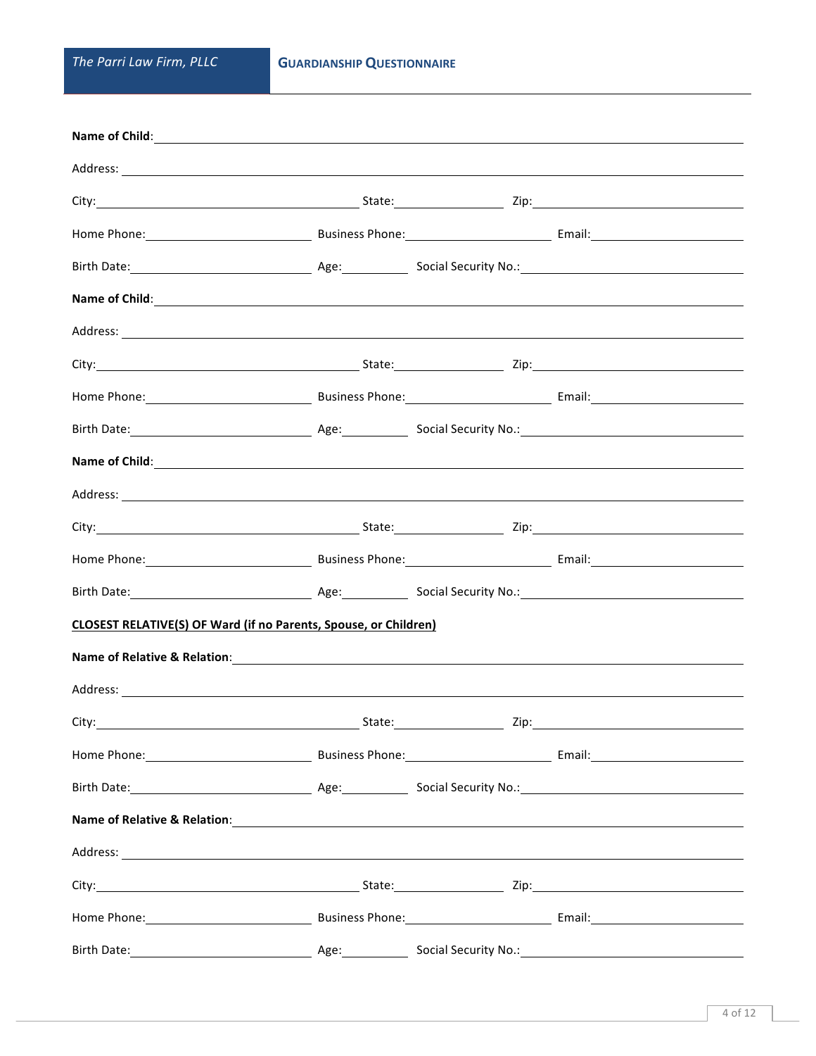**Name of Child**: \_\_\_\_\_\_\_\_\_\_\_\_\_\_\_\_\_\_\_\_\_\_\_\_\_\_\_\_\_\_\_\_\_\_\_\_\_\_\_\_

Address: \_\_\_\_\_\_\_\_\_\_\_\_\_\_\_\_\_\_\_\_\_\_\_\_\_\_\_\_\_\_\_\_\_\_\_\_\_\_\_\_

City: \_\_\_\_\_\_\_\_\_\_\_\_\_\_\_\_\_\_\_\_ State: \_\_\_\_\_\_\_\_\_\_ Zip: \_\_\_\_\_\_\_\_\_\_\_\_\_\_\_\_

Home Phone: \_\_\_\_\_\_\_\_\_\_\_\_\_\_ Business Phone: \_\_\_\_\_\_\_\_\_\_\_\_\_\_ Email: \_\_\_\_\_\_\_\_\_\_\_\_\_\_

Birth Date: \_\_\_\_\_\_\_\_\_\_\_\_\_\_ Age: \_\_\_\_\_\_ Social Security No.: \_\_\_\_\_\_\_\_\_\_\_\_\_\_\_\_

**Name of Child**: \_\_\_\_\_\_\_\_\_\_\_\_\_\_\_\_\_\_\_\_\_\_\_\_\_\_\_\_\_\_\_\_\_\_\_\_\_\_\_\_

Address: \_\_\_\_\_\_\_\_\_\_\_\_\_\_\_\_\_\_\_\_\_\_\_\_\_\_\_\_\_\_\_\_\_\_\_\_\_\_\_\_

City: \_\_\_\_\_\_\_\_\_\_\_\_\_\_\_\_\_\_\_\_ State: \_\_\_\_\_\_\_\_\_\_ Zip: \_\_\_\_\_\_\_\_\_\_\_\_\_\_\_\_

Home Phone: \_\_\_\_\_\_\_\_\_\_\_\_\_\_ Business Phone: \_\_\_\_\_\_\_\_\_\_\_\_\_\_ Email: \_\_\_\_\_\_\_\_\_\_\_\_\_\_

Birth Date: \_\_\_\_\_\_\_\_\_\_\_\_\_\_ Age: \_\_\_\_\_\_ Social Security No.: \_\_\_\_\_\_\_\_\_\_\_\_\_\_\_\_

**Name of Child**: \_\_\_\_\_\_\_\_\_\_\_\_\_\_\_\_\_\_\_\_\_\_\_\_\_\_\_\_\_\_\_\_\_\_\_\_\_\_\_\_

Address: \_\_\_\_\_\_\_\_\_\_\_\_\_\_\_\_\_\_\_\_\_\_\_\_\_\_\_\_\_\_\_\_\_\_\_\_\_\_\_\_

City: \_\_\_\_\_\_\_\_\_\_\_\_\_\_\_\_\_\_\_\_ State: \_\_\_\_\_\_\_\_\_\_ Zip: \_\_\_\_\_\_\_\_\_\_\_\_\_\_\_\_

Home Phone: \_\_\_\_\_\_\_\_\_\_\_\_\_\_ Business Phone: \_\_\_\_\_\_\_\_\_\_\_\_\_\_ Email: \_\_\_\_\_\_\_\_\_\_\_\_\_\_

Birth Date: \_\_\_\_\_\_\_\_\_\_\_\_\_\_ Age: \_\_\_\_\_\_ Social Security No.: \_\_\_\_\_\_\_\_\_\_\_\_\_\_\_\_

**<u>CLOSEST RELATIVE(S) OF Ward (if no Parents, Spouse, or Children)</u>**

**Name of Relative & Relation**: \_\_\_\_\_\_\_\_\_\_\_\_\_\_\_\_\_\_\_\_\_\_\_\_\_\_\_\_\_\_\_\_\_\_\_\_\_\_\_\_

Address: \_\_\_\_\_\_\_\_\_\_\_\_\_\_\_\_\_\_\_\_\_\_\_\_\_\_\_\_\_\_\_\_\_\_\_\_\_\_\_\_

City: \_\_\_\_\_\_\_\_\_\_\_\_\_\_\_\_\_\_\_\_ State: \_\_\_\_\_\_\_\_\_\_ Zip: \_\_\_\_\_\_\_\_\_\_\_\_\_\_\_\_

Home Phone: \_\_\_\_\_\_\_\_\_\_\_\_\_\_ Business Phone: \_\_\_\_\_\_\_\_\_\_\_\_\_\_ Email: \_\_\_\_\_\_\_\_\_\_\_\_\_\_

Birth Date: \_\_\_\_\_\_\_\_\_\_\_\_\_\_ Age: \_\_\_\_\_\_ Social Security No.: \_\_\_\_\_\_\_\_\_\_\_\_\_\_\_\_

**Name of Relative & Relation**: \_\_\_\_\_\_\_\_\_\_\_\_\_\_\_\_\_\_\_\_\_\_\_\_\_\_\_\_\_\_\_\_\_\_\_\_\_\_\_\_

Address: \_\_\_\_\_\_\_\_\_\_\_\_\_\_\_\_\_\_\_\_\_\_\_\_\_\_\_\_\_\_\_\_\_\_\_\_\_\_\_\_

City: \_\_\_\_\_\_\_\_\_\_\_\_\_\_\_\_\_\_\_\_ State: \_\_\_\_\_\_\_\_\_\_ Zip: \_\_\_\_\_\_\_\_\_\_\_\_\_\_\_\_

Home Phone: \_\_\_\_\_\_\_\_\_\_\_\_\_\_ Business Phone: \_\_\_\_\_\_\_\_\_\_\_\_\_\_ Email: \_\_\_\_\_\_\_\_\_\_\_\_\_\_

Birth Date: \_\_\_\_\_\_\_\_\_\_\_\_\_\_ Age: \_\_\_\_\_\_ Social Security No.: \_\_\_\_\_\_\_\_\_\_\_\_\_\_\_\_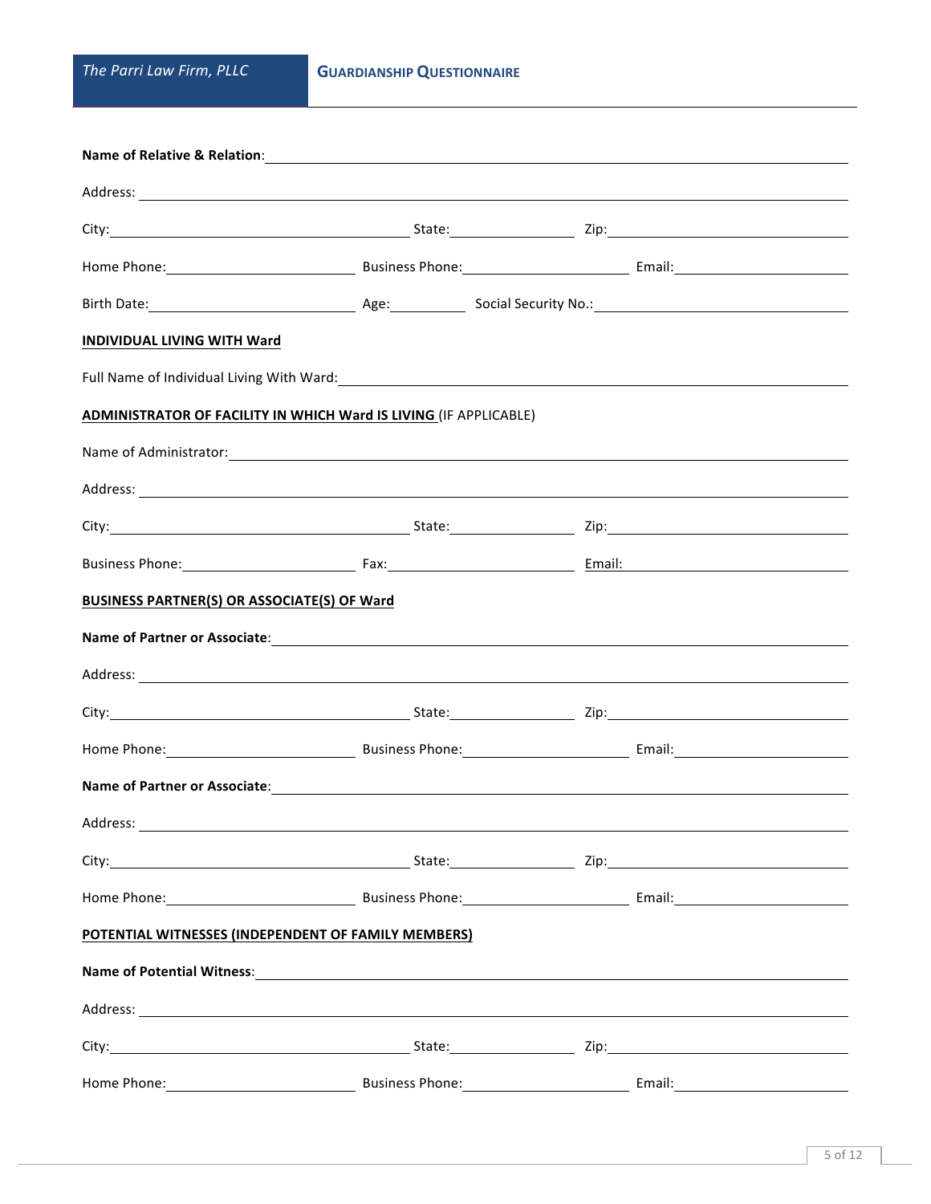**Name of Relative & Relation**: ______________________________________________

Address: ______________________________________________

City: ____________________ State: __________ Zip: ____________________

Home Phone: ______________ Business Phone: ______________ Email: ______________

Birth Date: ______________ Age: ______ Social Security No.: ______________

**INDIVIDUAL LIVING WITH Ward**

Full Name of Individual Living With Ward: ______________________________________________

**ADMINISTRATOR OF FACILITY IN WHICH Ward IS LIVING** (IF APPLICABLE)

Name of Administrator: ______________________________________________

Address: ______________________________________________

City: ____________________ State: __________ Zip: ____________________

Business Phone: ______________ Fax: ______________ Email: ______________

**BUSINESS PARTNER(S) OR ASSOCIATE(S) OF Ward**

**Name of Partner or Associate**: ______________________________________________

Address: ______________________________________________

City: ____________________ State: __________ Zip: ____________________

Home Phone: ______________ Business Phone: ______________ Email: ______________

**Name of Partner or Associate**: ______________________________________________

Address: ______________________________________________

City: ____________________ State: __________ Zip: ____________________

Home Phone: ______________ Business Phone: ______________ Email: ______________

**POTENTIAL WITNESSES (INDEPENDENT OF FAMILY MEMBERS)**

**Name of Potential Witness**: ______________________________________________

Address: ______________________________________________

City: ____________________ State: __________ Zip: ____________________

Home Phone: ______________ Business Phone: ______________ Email: ______________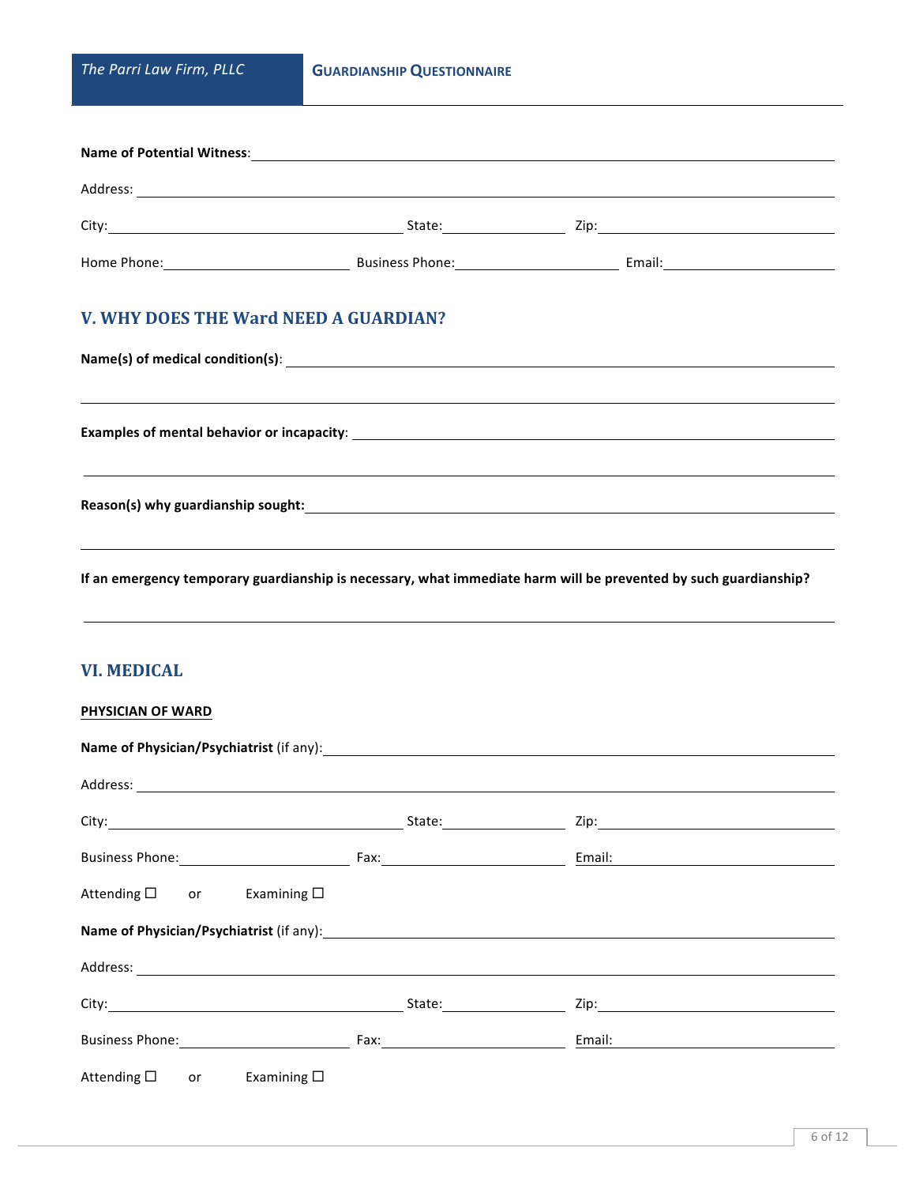**Name of Potential Witness**: ______________________________

Address: ______________________________

City: ______________________ State: ____________ Zip: ______________________

Home Phone: ________________ Business Phone: ________________ Email: ________________

## V. WHY DOES THE Ward NEED A GUARDIAN?

**Name(s) of medical condition(s)**: ______________________________

______________________________

**Examples of mental behavior or incapacity**: ______________________________

______________________________

**Reason(s) why guardianship sought:** ______________________________

______________________________

**If an emergency temporary guardianship is necessary, what immediate harm will be prevented by such guardianship?**

______________________________

## VI. MEDICAL

**PHYSICIAN OF WARD**

**Name of Physician/Psychiatrist** (if any): ______________________________

Address: ______________________________

City: ______________________ State: ____________ Zip: ______________________

Business Phone: ________________ Fax: ________________ Email: ________________

Attending ☐ or Examining ☐

**Name of Physician/Psychiatrist** (if any): ______________________________

Address: ______________________________

City: ______________________ State: ____________ Zip: ______________________

Business Phone: ________________ Fax: ________________ Email: ________________

Attending ☐ or Examining ☐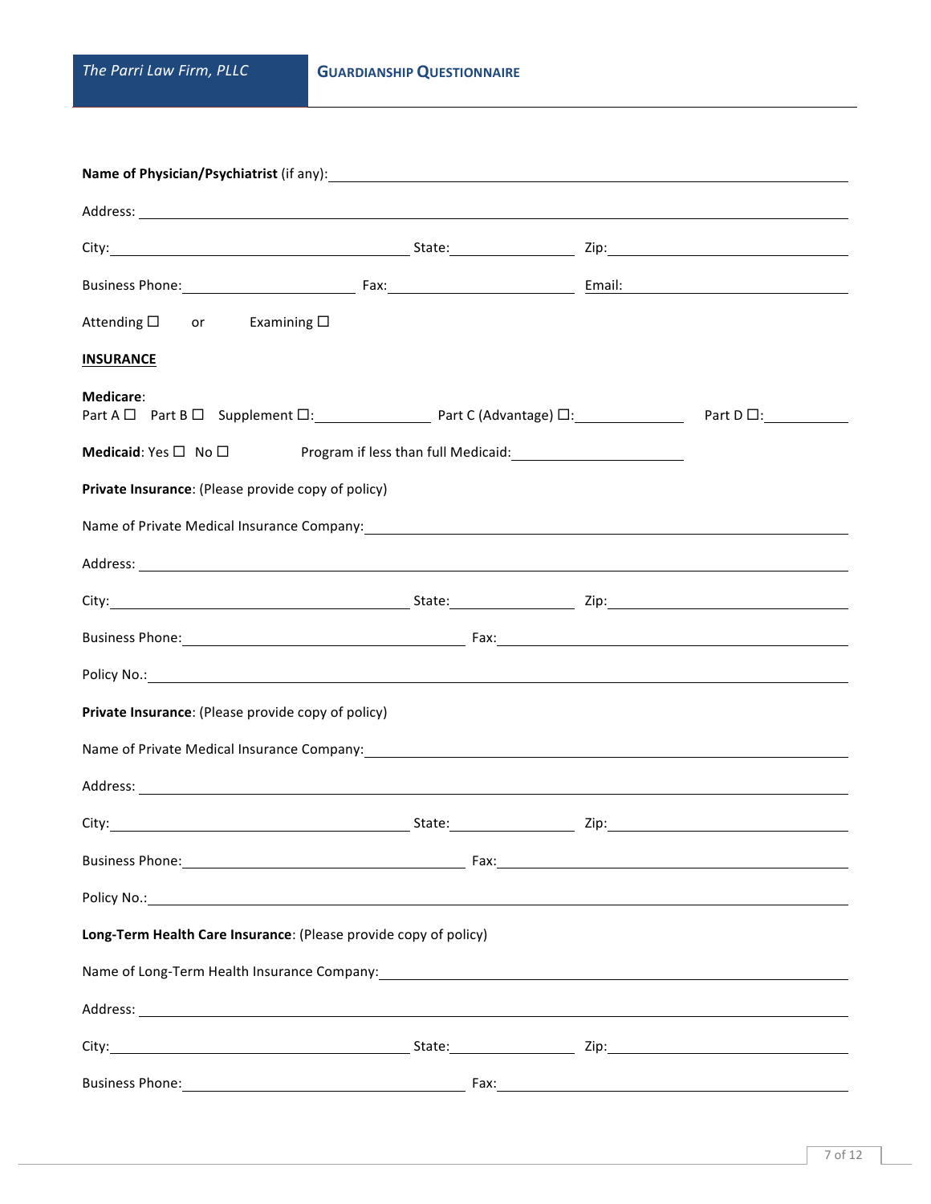**Name of Physician/Psychiatrist** (if any): ____________________

Address: ____________________

City: ____________________ State: __________ Zip: ____________________

Business Phone: ______________ Fax: ______________ Email: ______________

Attending ☐ or Examining ☐

**INSURANCE**

**Medicare**:
Part A ☐ Part B ☐ Supplement ☐: __________ Part C (Advantage) ☐: __________ Part D ☐: __________

**Medicaid**: Yes ☐ No ☐ Program if less than full Medicaid: ____________________

**Private Insurance**: (Please provide copy of policy)

Name of Private Medical Insurance Company: ____________________

Address: ____________________

City: ____________________ State: __________ Zip: ____________________

Business Phone: ____________________ Fax: ____________________

Policy No.: ____________________

**Private Insurance**: (Please provide copy of policy)

Name of Private Medical Insurance Company: ____________________

Address: ____________________

City: ____________________ State: __________ Zip: ____________________

Business Phone: ____________________ Fax: ____________________

Policy No.: ____________________

**Long-Term Health Care Insurance**: (Please provide copy of policy)

Name of Long-Term Health Insurance Company: ____________________

Address: ____________________

City: ____________________ State: __________ Zip: ____________________

Business Phone: ____________________ Fax: ____________________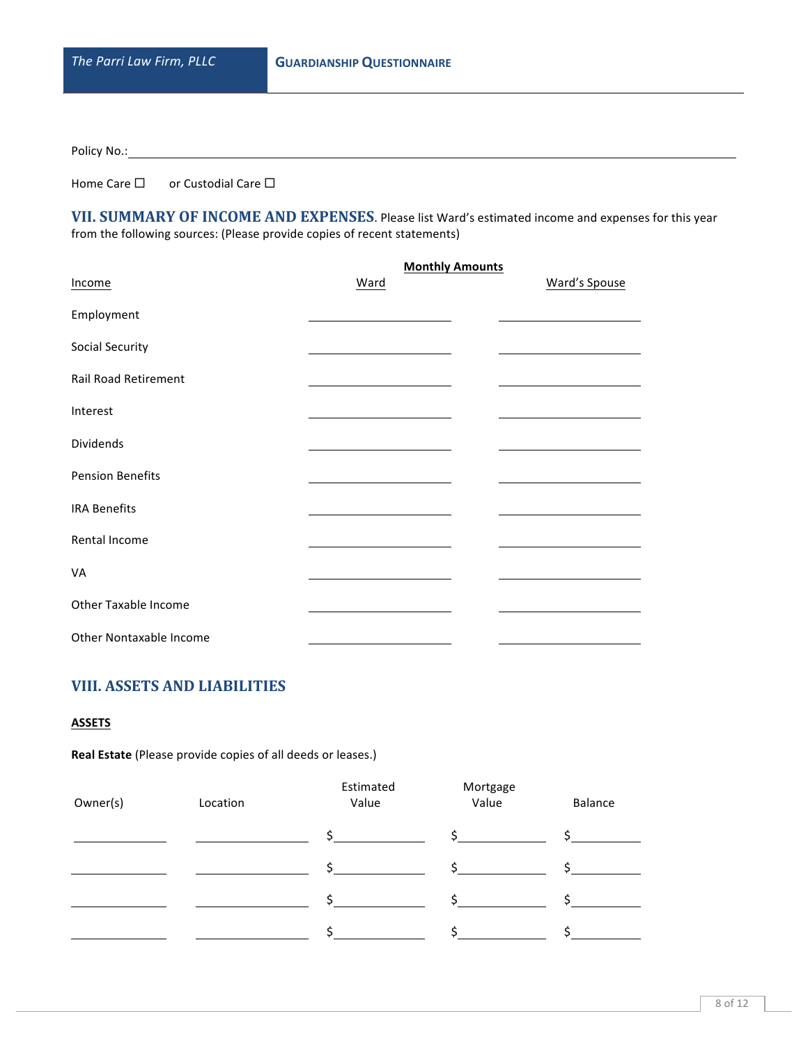Policy No.:\_\_\_\_\_\_\_\_\_\_\_\_\_\_\_\_\_\_\_\_\_\_\_\_\_\_\_\_\_\_\_\_\_\_\_\_\_\_\_\_

Home Care ☐ or Custodial Care ☐

## VII. SUMMARY OF INCOME AND EXPENSES

Please list Ward's estimated income and expenses for this year from the following sources: (Please provide copies of recent statements)

| Income | Monthly Amounts | |
|---|---|---|
| | Ward | Ward's Spouse |
| Employment | | |
| Social Security | | |
| Rail Road Retirement | | |
| Interest | | |
| Dividends | | |
| Pension Benefits | | |
| IRA Benefits | | |
| Rental Income | | |
| VA | | |
| Other Taxable Income | | |
| Other Nontaxable Income | | |

## VIII. ASSETS AND LIABILITIES

**ASSETS**

**Real Estate** (Please provide copies of all deeds or leases.)

| Owner(s) | Location | Estimated Value | Mortgage Value | Balance |
|---|---|---|---|---|
| | | $ | $ | $ |
| | | $ | $ | $ |
| | | $ | $ | $ |
| | | $ | $ | $ |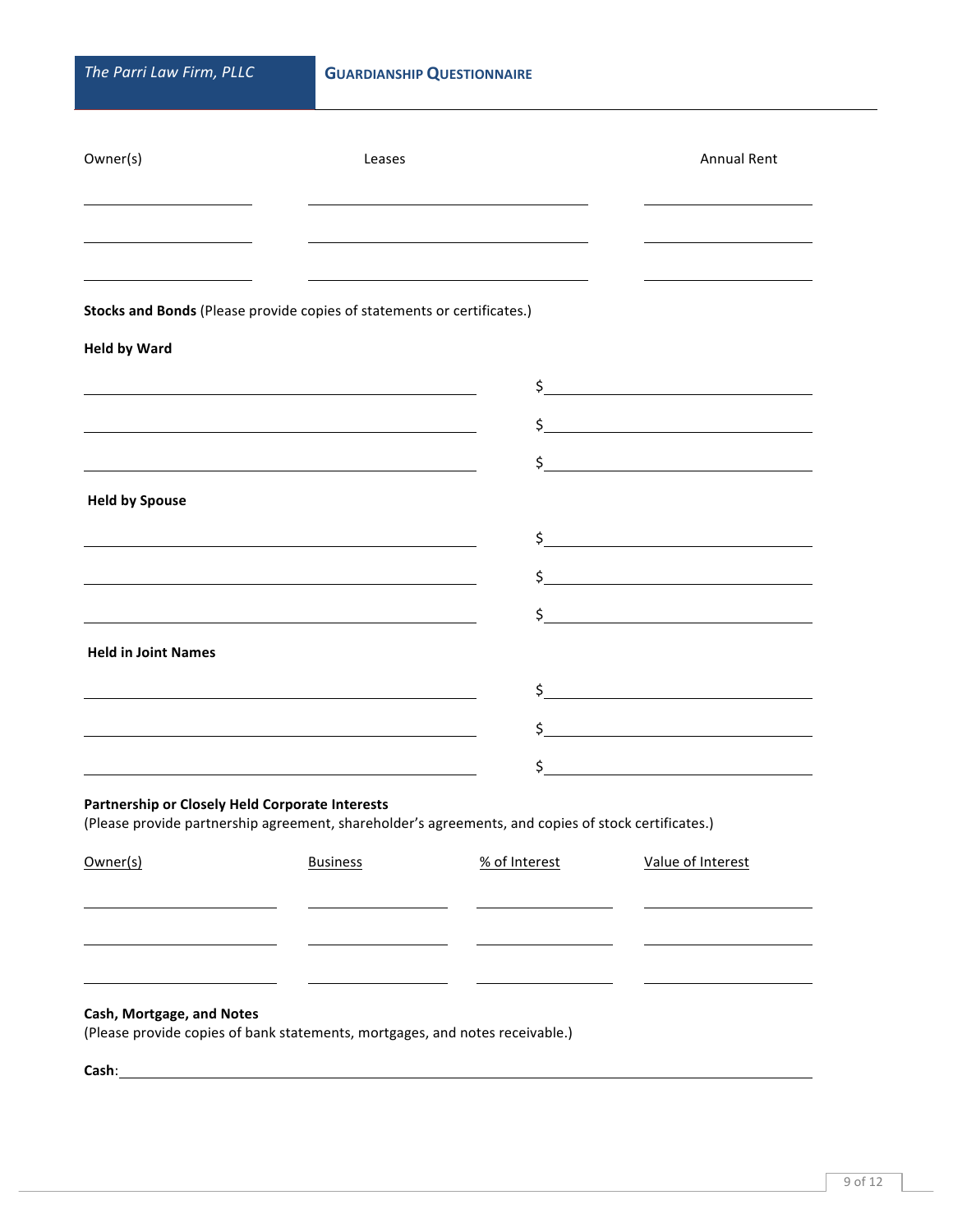| Owner(s) | Leases | Annual Rent |
| --- | --- | --- |
| | | |
| | | |
| | | |

**Stocks and Bonds** (Please provide copies of statements or certificates.)

**Held by Ward**

| | |
| --- | --- |
| | $ |
| | $ |
| | $ |

**Held by Spouse**

| | |
| --- | --- |
| | $ |
| | $ |
| | $ |

**Held in Joint Names**

| | |
| --- | --- |
| | $ |
| | $ |
| | $ |

**Partnership or Closely Held Corporate Interests**
(Please provide partnership agreement, shareholder's agreements, and copies of stock certificates.)

| Owner(s) | Business | % of Interest | Value of Interest |
| --- | --- | --- | --- |
| | | | |
| | | | |
| | | | |

**Cash, Mortgage, and Notes**
(Please provide copies of bank statements, mortgages, and notes receivable.)

**Cash**: ______________________________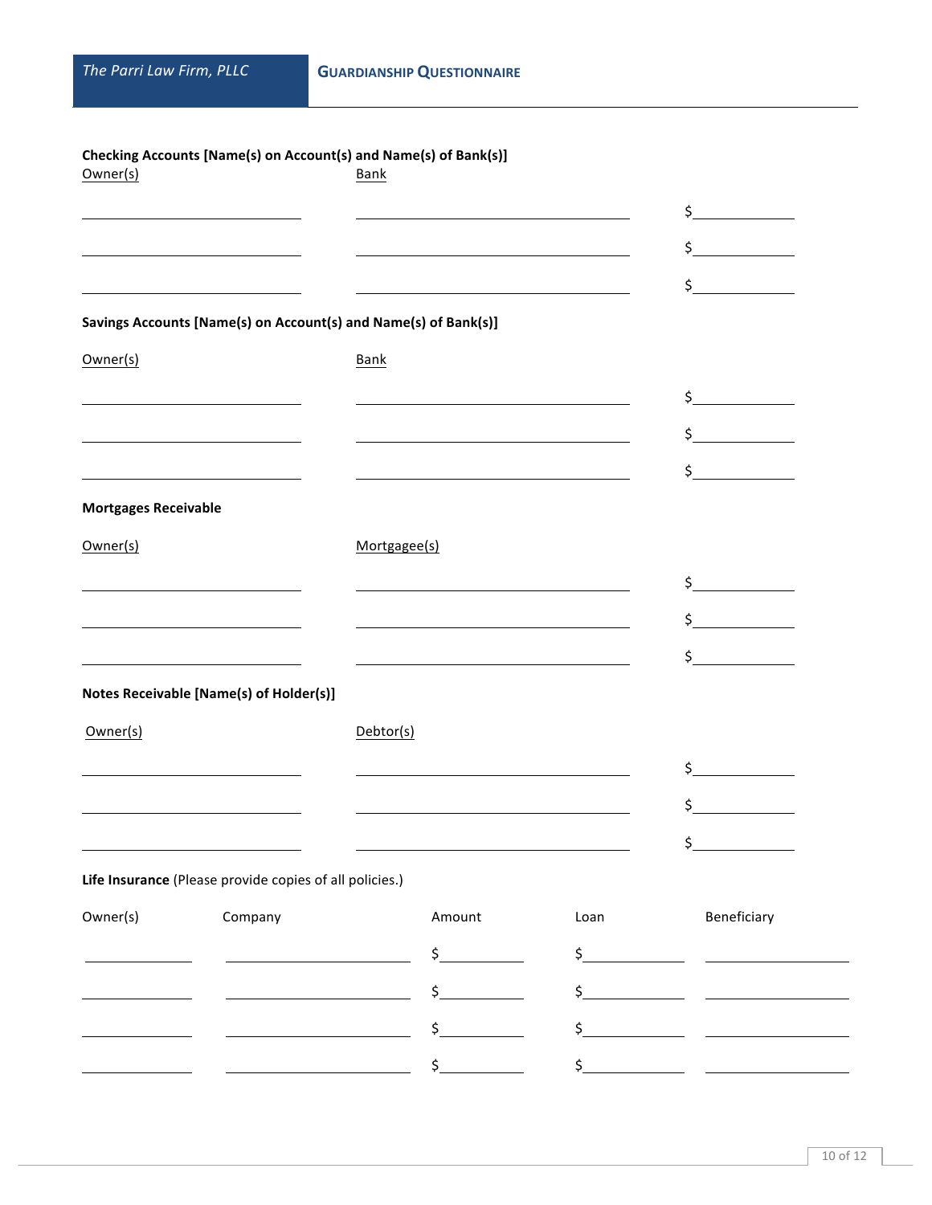**Checking Accounts [Name(s) on Account(s) and Name(s) of Bank(s)]**

| Owner(s) | Bank | |
|---|---|---|
| | | $ |
| | | $ |
| | | $ |

**Savings Accounts [Name(s) on Account(s) and Name(s) of Bank(s)]**

| Owner(s) | Bank | |
|---|---|---|
| | | $ |
| | | $ |
| | | $ |

**Mortgages Receivable**

| Owner(s) | Mortgagee(s) | |
|---|---|---|
| | | $ |
| | | $ |
| | | $ |

**Notes Receivable [Name(s) of Holder(s)]**

| Owner(s) | Debtor(s) | |
|---|---|---|
| | | $ |
| | | $ |
| | | $ |

**Life Insurance** (Please provide copies of all policies.)

| Owner(s) | Company | Amount | Loan | Beneficiary |
|---|---|---|---|---|
| | | $ | $ | |
| | | $ | $ | |
| | | $ | $ | |
| | | $ | $ | |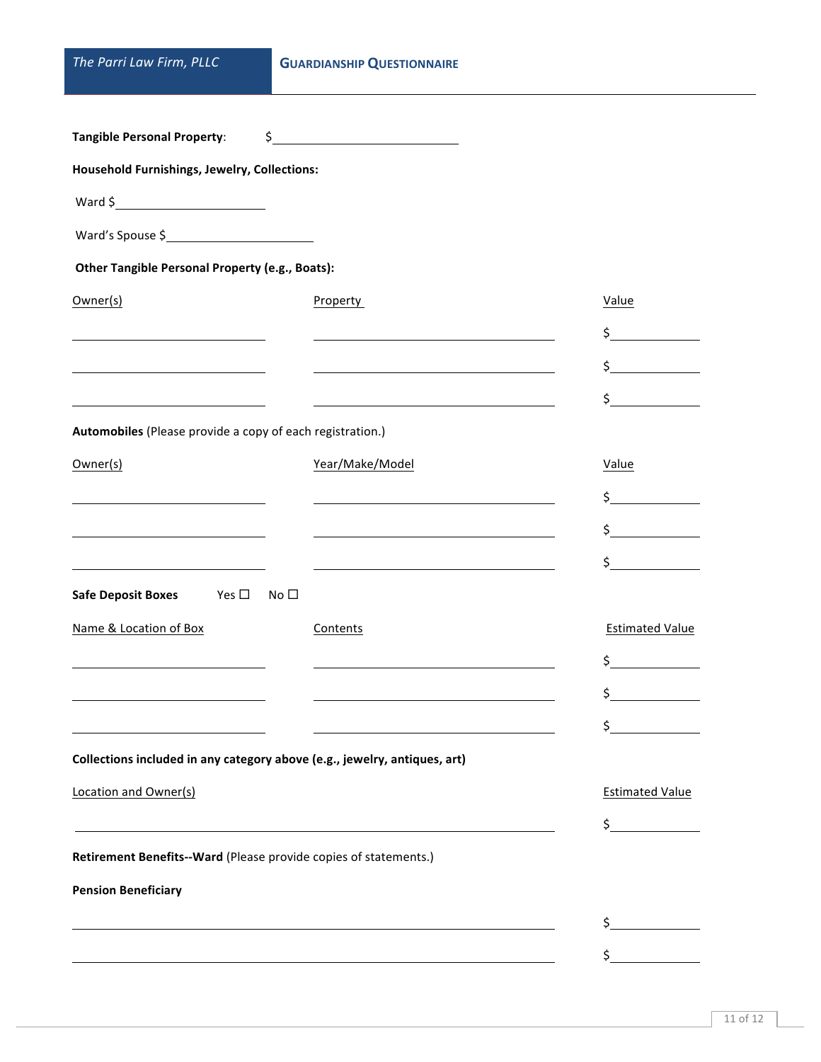**Tangible Personal Property**: $\_\_\_\_\_\_\_\_\_\_\_\_\_\_\_\_\_\_\_\_

**Household Furnishings, Jewelry, Collections:**

Ward $\_\_\_\_\_\_\_\_\_\_\_\_\_\_\_\_\_\_\_\_

Ward's Spouse $\_\_\_\_\_\_\_\_\_\_\_\_\_\_\_\_\_\_\_\_

**Other Tangible Personal Property (e.g., Boats):**

| Owner(s) | Property | Value |
|---|---|---|
| | | $ |
| | | $ |
| | | $ |

**Automobiles** (Please provide a copy of each registration.)

| Owner(s) | Year/Make/Model | Value |
|---|---|---|
| | | $ |
| | | $ |
| | | $ |

**Safe Deposit Boxes** Yes ☐ No ☐

| Name & Location of Box | Contents | Estimated Value |
|---|---|---|
| | | $ |
| | | $ |
| | | $ |

**Collections included in any category above (e.g., jewelry, antiques, art)**

| Location and Owner(s) | Estimated Value |
|---|---|
| | $ |

**Retirement Benefits--Ward** (Please provide copies of statements.)

**Pension Beneficiary**

| | |
|---|---|
| | $ |
| | $ |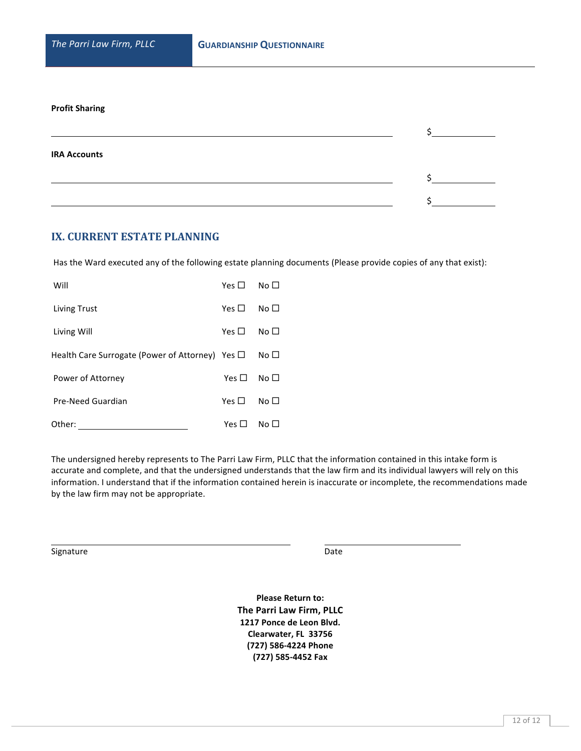**Profit Sharing**

_____________________________________________ $__________

**IRA Accounts**

_____________________________________________ $__________

_____________________________________________ $__________

## IX. CURRENT ESTATE PLANNING

Has the Ward executed any of the following estate planning documents (Please provide copies of any that exist):

| | | |
|---|---|---|
| Will | Yes ☐ | No ☐ |
| Living Trust | Yes ☐ | No ☐ |
| Living Will | Yes ☐ | No ☐ |
| Health Care Surrogate (Power of Attorney) | Yes ☐ | No ☐ |
| Power of Attorney | Yes ☐ | No ☐ |
| Pre-Need Guardian | Yes ☐ | No ☐ |
| Other: ____________________ | Yes ☐ | No ☐ |

The undersigned hereby represents to The Parri Law Firm, PLLC that the information contained in this intake form is accurate and complete, and that the undersigned understands that the law firm and its individual lawyers will rely on this information. I understand that if the information contained herein is inaccurate or incomplete, the recommendations made by the law firm may not be appropriate.

______________________________________ ____________________

Signature Date

**Please Return to:**
**The Parri Law Firm, PLLC**
**1217 Ponce de Leon Blvd.**
**Clearwater, FL 33756**
**(727) 586-4224 Phone**
**(727) 585-4452 Fax**